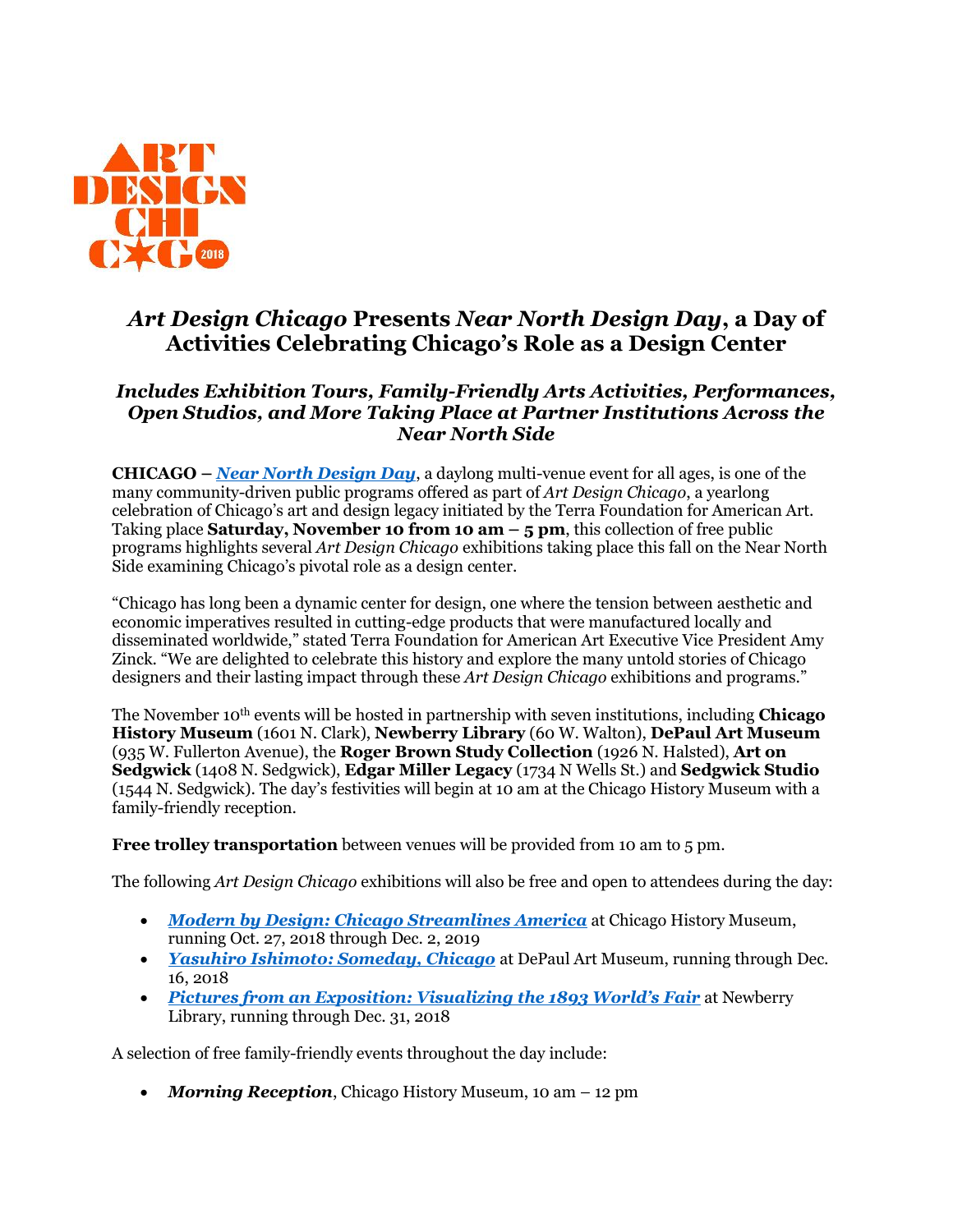ART DESIGN CHICAGO 2018

# *Art Design Chicago* Presents *Near North Design Day*, a Day of Activities Celebrating Chicago's Role as a Design Center

### *Includes Exhibition Tours, Family-Friendly Arts Activities, Performances, Open Studios, and More Taking Place at Partner Institutions Across the Near North Side*

**CHICAGO –** ***Near North Design Day***, a daylong multi-venue event for all ages, is one of the many community-driven public programs offered as part of *Art Design Chicago*, a yearlong celebration of Chicago's art and design legacy initiated by the Terra Foundation for American Art. Taking place **Saturday, November 10 from 10 am – 5 pm**, this collection of free public programs highlights several *Art Design Chicago* exhibitions taking place this fall on the Near North Side examining Chicago's pivotal role as a design center.

"Chicago has long been a dynamic center for design, one where the tension between aesthetic and economic imperatives resulted in cutting-edge products that were manufactured locally and disseminated worldwide," stated Terra Foundation for American Art Executive Vice President Amy Zinck. "We are delighted to celebrate this history and explore the many untold stories of Chicago designers and their lasting impact through these *Art Design Chicago* exhibitions and programs."

The November 10th events will be hosted in partnership with seven institutions, including **Chicago History Museum** (1601 N. Clark), **Newberry Library** (60 W. Walton), **DePaul Art Museum** (935 W. Fullerton Avenue), the **Roger Brown Study Collection** (1926 N. Halsted), **Art on Sedgwick** (1408 N. Sedgwick), **Edgar Miller Legacy** (1734 N Wells St.) and **Sedgwick Studio** (1544 N. Sedgwick). The day's festivities will begin at 10 am at the Chicago History Museum with a family-friendly reception.

**Free trolley transportation** between venues will be provided from 10 am to 5 pm.

The following *Art Design Chicago* exhibitions will also be free and open to attendees during the day:

- ***Modern by Design: Chicago Streamlines America*** at Chicago History Museum, running Oct. 27, 2018 through Dec. 2, 2019
- ***Yasuhiro Ishimoto: Someday, Chicago*** at DePaul Art Museum, running through Dec. 16, 2018
- ***Pictures from an Exposition: Visualizing the 1893 World's Fair*** at Newberry Library, running through Dec. 31, 2018

A selection of free family-friendly events throughout the day include:

- ***Morning Reception***, Chicago History Museum, 10 am – 12 pm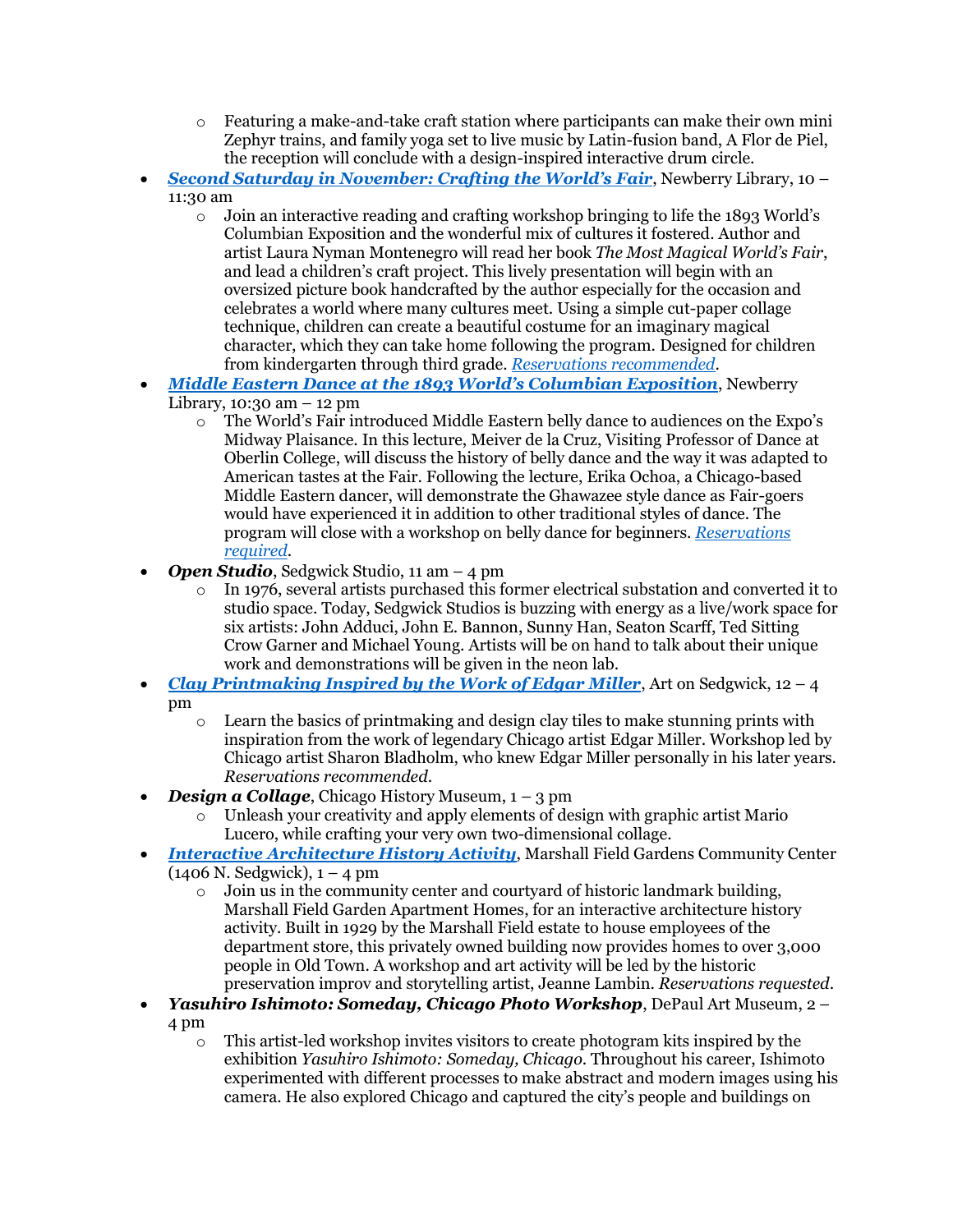- Featuring a make-and-take craft station where participants can make their own mini Zephyr trains, and family yoga set to live music by Latin-fusion band, A Flor de Piel, the reception will conclude with a design-inspired interactive drum circle.
- ***Second Saturday in November: Crafting the World's Fair***, Newberry Library, 10 – 11:30 am
    - Join an interactive reading and crafting workshop bringing to life the 1893 World's Columbian Exposition and the wonderful mix of cultures it fostered. Author and artist Laura Nyman Montenegro will read her book *The Most Magical World's Fair*, and lead a children's craft project. This lively presentation will begin with an oversized picture book handcrafted by the author especially for the occasion and celebrates a world where many cultures meet. Using a simple cut-paper collage technique, children can create a beautiful costume for an imaginary magical character, which they can take home following the program. Designed for children from kindergarten through third grade. *Reservations recommended*.
- ***Middle Eastern Dance at the 1893 World's Columbian Exposition***, Newberry Library, 10:30 am – 12 pm
    - The World's Fair introduced Middle Eastern belly dance to audiences on the Expo's Midway Plaisance. In this lecture, Meiver de la Cruz, Visiting Professor of Dance at Oberlin College, will discuss the history of belly dance and the way it was adapted to American tastes at the Fair. Following the lecture, Erika Ochoa, a Chicago-based Middle Eastern dancer, will demonstrate the Ghawazee style dance as Fair-goers would have experienced it in addition to other traditional styles of dance. The program will close with a workshop on belly dance for beginners. *Reservations required*.
- ***Open Studio***, Sedgwick Studio, 11 am – 4 pm
    - In 1976, several artists purchased this former electrical substation and converted it to studio space. Today, Sedgwick Studios is buzzing with energy as a live/work space for six artists: John Adduci, John E. Bannon, Sunny Han, Seaton Scarff, Ted Sitting Crow Garner and Michael Young. Artists will be on hand to talk about their unique work and demonstrations will be given in the neon lab.
- ***Clay Printmaking Inspired by the Work of Edgar Miller***, Art on Sedgwick, 12 – 4 pm
    - Learn the basics of printmaking and design clay tiles to make stunning prints with inspiration from the work of legendary Chicago artist Edgar Miller. Workshop led by Chicago artist Sharon Bladholm, who knew Edgar Miller personally in his later years. *Reservations recommended.*
- ***Design a Collage***, Chicago History Museum, 1 – 3 pm
    - Unleash your creativity and apply elements of design with graphic artist Mario Lucero, while crafting your very own two-dimensional collage.
- ***Interactive Architecture History Activity***, Marshall Field Gardens Community Center (1406 N. Sedgwick), 1 – 4 pm
    - Join us in the community center and courtyard of historic landmark building, Marshall Field Garden Apartment Homes, for an interactive architecture history activity. Built in 1929 by the Marshall Field estate to house employees of the department store, this privately owned building now provides homes to over 3,000 people in Old Town. A workshop and art activity will be led by the historic preservation improv and storytelling artist, Jeanne Lambin. *Reservations requested.*
- ***Yasuhiro Ishimoto: Someday, Chicago Photo Workshop***, DePaul Art Museum, 2 – 4 pm
    - This artist-led workshop invites visitors to create photogram kits inspired by the exhibition *Yasuhiro Ishimoto: Someday, Chicago*. Throughout his career, Ishimoto experimented with different processes to make abstract and modern images using his camera. He also explored Chicago and captured the city's people and buildings on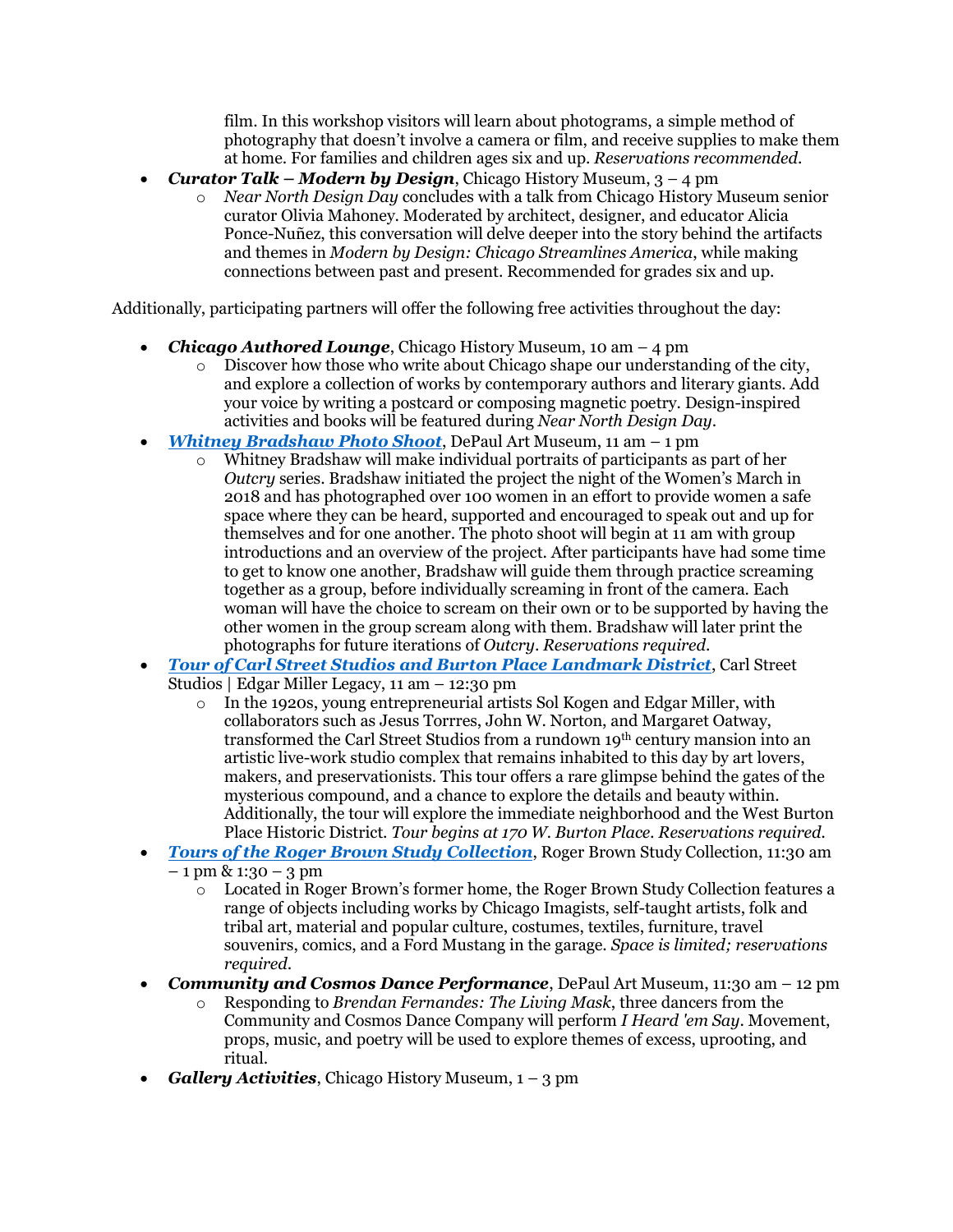film. In this workshop visitors will learn about photograms, a simple method of photography that doesn't involve a camera or film, and receive supplies to make them at home. For families and children ages six and up. *Reservations recommended*.

- ***Curator Talk – Modern by Design***, Chicago History Museum, 3 – 4 pm
    - *Near North Design Day* concludes with a talk from Chicago History Museum senior curator Olivia Mahoney. Moderated by architect, designer, and educator Alicia Ponce-Nuñez, this conversation will delve deeper into the story behind the artifacts and themes in *Modern by Design: Chicago Streamlines America*, while making connections between past and present. Recommended for grades six and up.

Additionally, participating partners will offer the following free activities throughout the day:

- ***Chicago Authored Lounge***, Chicago History Museum, 10 am – 4 pm
    - Discover how those who write about Chicago shape our understanding of the city, and explore a collection of works by contemporary authors and literary giants. Add your voice by writing a postcard or composing magnetic poetry. Design-inspired activities and books will be featured during *Near North Design Day*.
- ***Whitney Bradshaw Photo Shoot***, DePaul Art Museum, 11 am – 1 pm
    - Whitney Bradshaw will make individual portraits of participants as part of her *Outcry* series. Bradshaw initiated the project the night of the Women's March in 2018 and has photographed over 100 women in an effort to provide women a safe space where they can be heard, supported and encouraged to speak out and up for themselves and for one another. The photo shoot will begin at 11 am with group introductions and an overview of the project. After participants have had some time to get to know one another, Bradshaw will guide them through practice screaming together as a group, before individually screaming in front of the camera. Each woman will have the choice to scream on their own or to be supported by having the other women in the group scream along with them. Bradshaw will later print the photographs for future iterations of *Outcry*. *Reservations required*.
- ***Tour of Carl Street Studios and Burton Place Landmark District***, Carl Street Studios | Edgar Miller Legacy, 11 am – 12:30 pm
    - In the 1920s, young entrepreneurial artists Sol Kogen and Edgar Miller, with collaborators such as Jesus Torrres, John W. Norton, and Margaret Oatway, transformed the Carl Street Studios from a rundown 19th century mansion into an artistic live-work studio complex that remains inhabited to this day by art lovers, makers, and preservationists. This tour offers a rare glimpse behind the gates of the mysterious compound, and a chance to explore the details and beauty within. Additionally, the tour will explore the immediate neighborhood and the West Burton Place Historic District. *Tour begins at 170 W. Burton Place. Reservations required.*
- ***Tours of the Roger Brown Study Collection***, Roger Brown Study Collection, 11:30 am – 1 pm & 1:30 – 3 pm
    - Located in Roger Brown's former home, the Roger Brown Study Collection features a range of objects including works by Chicago Imagists, self-taught artists, folk and tribal art, material and popular culture, costumes, textiles, furniture, travel souvenirs, comics, and a Ford Mustang in the garage. *Space is limited; reservations required.*
- ***Community and Cosmos Dance Performance***, DePaul Art Museum, 11:30 am – 12 pm
    - Responding to *Brendan Fernandes: The Living Mask*, three dancers from the Community and Cosmos Dance Company will perform *I Heard 'em Say*. Movement, props, music, and poetry will be used to explore themes of excess, uprooting, and ritual.
- ***Gallery Activities***, Chicago History Museum, 1 – 3 pm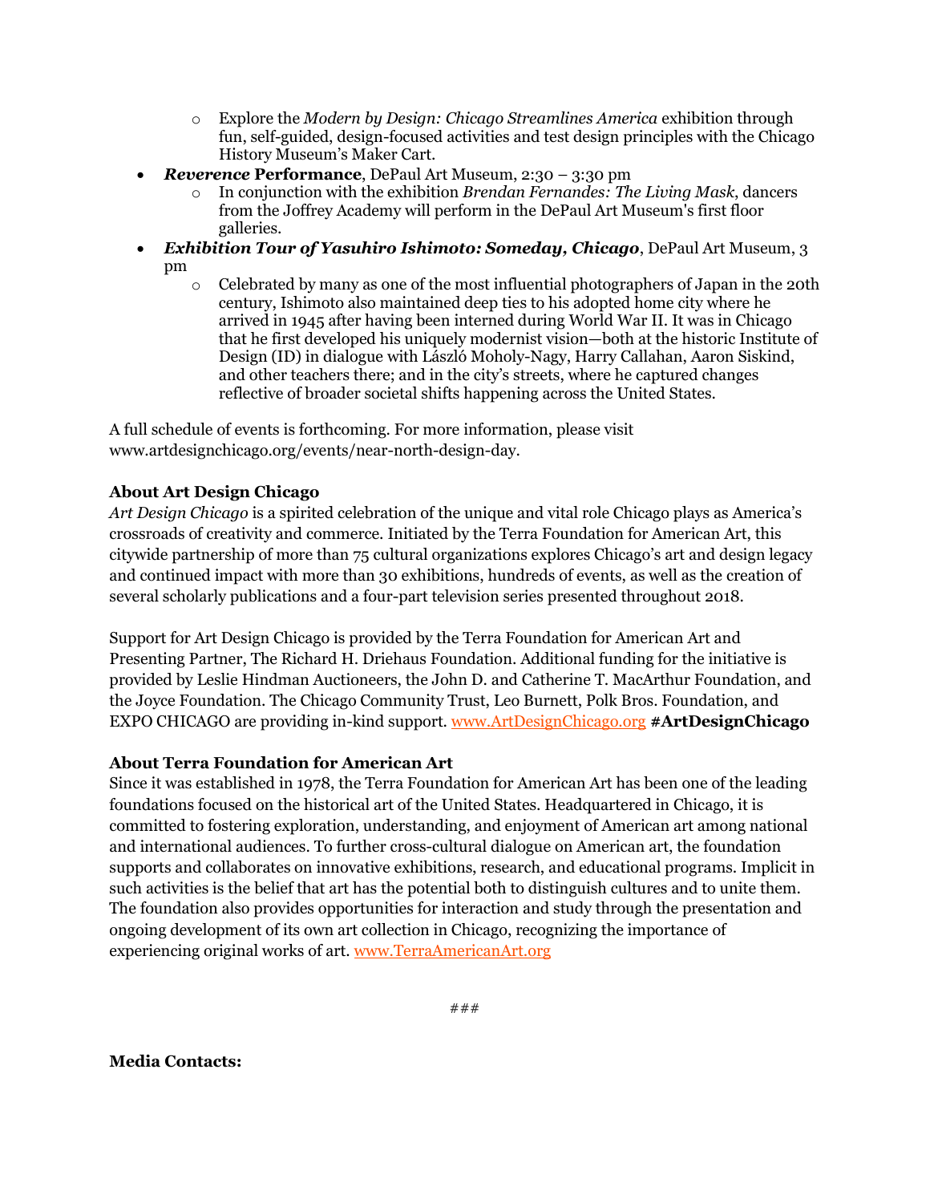- Explore the *Modern by Design: Chicago Streamlines America* exhibition through fun, self-guided, design-focused activities and test design principles with the Chicago History Museum's Maker Cart.
- ***Reverence* Performance**, DePaul Art Museum, 2:30 – 3:30 pm
    - In conjunction with the exhibition *Brendan Fernandes: The Living Mask*, dancers from the Joffrey Academy will perform in the DePaul Art Museum's first floor galleries.
- ***Exhibition Tour of Yasuhiro Ishimoto: Someday, Chicago***, DePaul Art Museum, 3 pm
    - Celebrated by many as one of the most influential photographers of Japan in the 20th century, Ishimoto also maintained deep ties to his adopted home city where he arrived in 1945 after having been interned during World War II. It was in Chicago that he first developed his uniquely modernist vision—both at the historic Institute of Design (ID) in dialogue with László Moholy-Nagy, Harry Callahan, Aaron Siskind, and other teachers there; and in the city's streets, where he captured changes reflective of broader societal shifts happening across the United States.

A full schedule of events is forthcoming. For more information, please visit www.artdesignchicago.org/events/near-north-design-day.

**About Art Design Chicago**
*Art Design Chicago* is a spirited celebration of the unique and vital role Chicago plays as America's crossroads of creativity and commerce. Initiated by the Terra Foundation for American Art, this citywide partnership of more than 75 cultural organizations explores Chicago's art and design legacy and continued impact with more than 30 exhibitions, hundreds of events, as well as the creation of several scholarly publications and a four-part television series presented throughout 2018.

Support for Art Design Chicago is provided by the Terra Foundation for American Art and Presenting Partner, The Richard H. Driehaus Foundation. Additional funding for the initiative is provided by Leslie Hindman Auctioneers, the John D. and Catherine T. MacArthur Foundation, and the Joyce Foundation. The Chicago Community Trust, Leo Burnett, Polk Bros. Foundation, and EXPO CHICAGO are providing in-kind support. www.ArtDesignChicago.org **#ArtDesignChicago**

**About Terra Foundation for American Art**
Since it was established in 1978, the Terra Foundation for American Art has been one of the leading foundations focused on the historical art of the United States. Headquartered in Chicago, it is committed to fostering exploration, understanding, and enjoyment of American art among national and international audiences. To further cross-cultural dialogue on American art, the foundation supports and collaborates on innovative exhibitions, research, and educational programs. Implicit in such activities is the belief that art has the potential both to distinguish cultures and to unite them. The foundation also provides opportunities for interaction and study through the presentation and ongoing development of its own art collection in Chicago, recognizing the importance of experiencing original works of art. www.TerraAmericanArt.org

###

**Media Contacts:**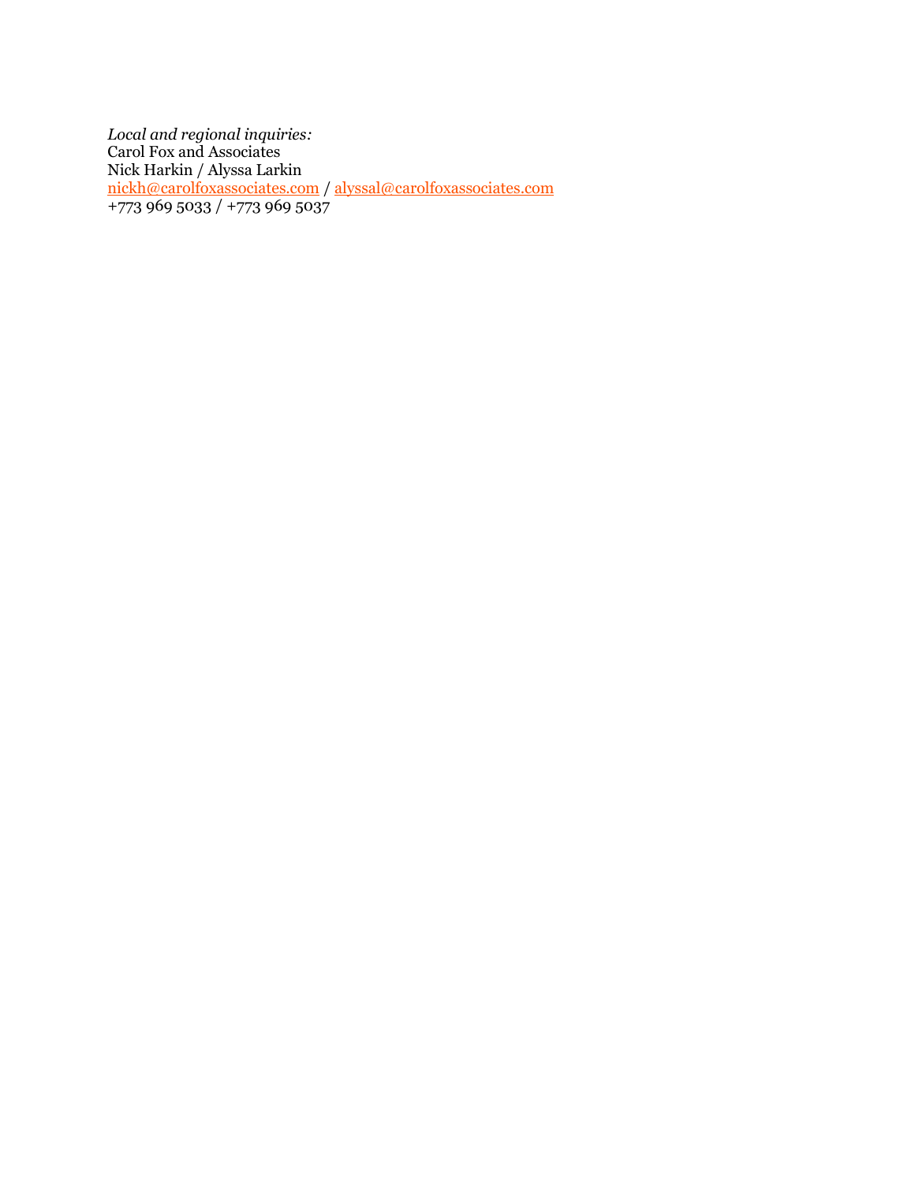*Local and regional inquiries:*
Carol Fox and Associates
Nick Harkin / Alyssa Larkin
nickh@carolfoxassociates.com / alyssal@carolfoxassociates.com
+773 969 5033 / +773 969 5037